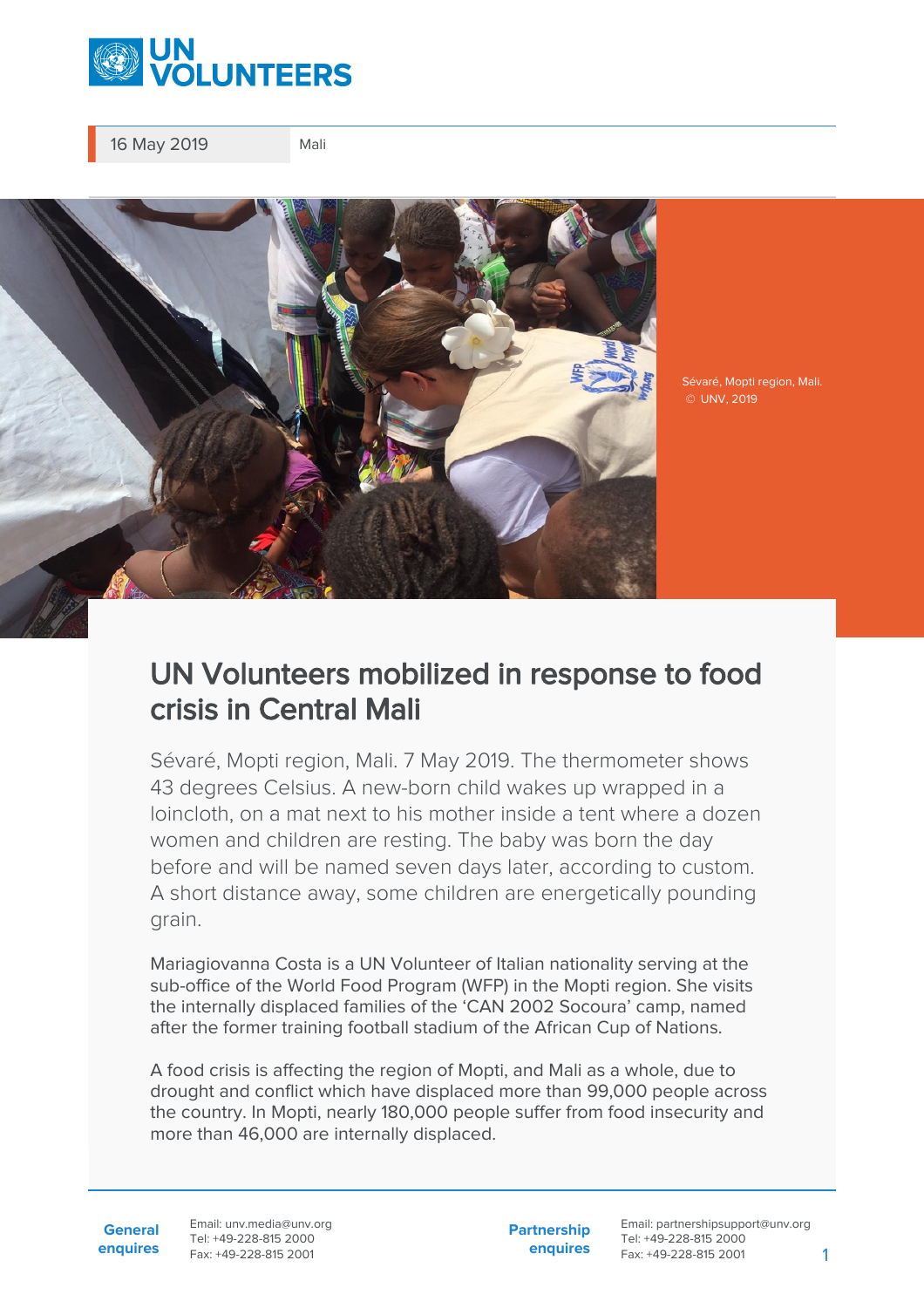16 May 2019 Mali

Sévaré, Mopti region, Mali. © UNV, 2019

# UN Volunteers mobilized in response to food crisis in Central Mali

Sévaré, Mopti region, Mali. 7 May 2019. The thermometer shows 43 degrees Celsius. A new-born child wakes up wrapped in a loincloth, on a mat next to his mother inside a tent where a dozen women and children are resting. The baby was born the day before and will be named seven days later, according to custom. A short distance away, some children are energetically pounding grain.

Mariagiovanna Costa is a UN Volunteer of Italian nationality serving at the sub-office of the World Food Program (WFP) in the Mopti region. She visits the internally displaced families of the 'CAN 2002 Socoura' camp, named after the former training football stadium of the African Cup of Nations.

A food crisis is affecting the region of Mopti, and Mali as a whole, due to drought and conflict which have displaced more than 99,000 people across the country. In Mopti, nearly 180,000 people suffer from food insecurity and more than 46,000 are internally displaced.

**General enquires** Email: unv.media@unv.org Tel: +49-228-815 2000 Fax: +49-228-815 2001

**Partnership enquires** Email: partnershipsupport@unv.org Tel: +49-228-815 2000 Fax: +49-228-815 2001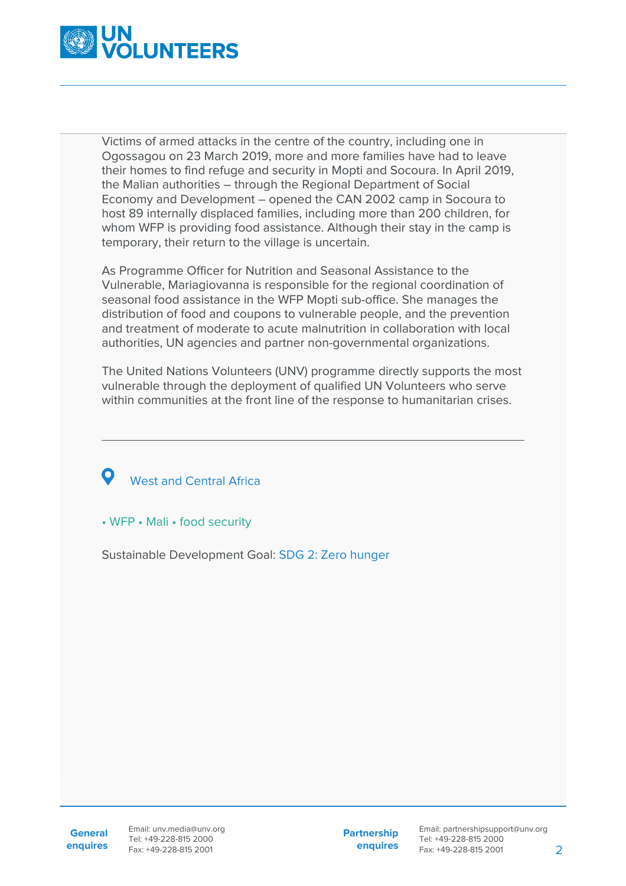Victims of armed attacks in the centre of the country, including one in Ogossagou on 23 March 2019, more and more families have had to leave their homes to find refuge and security in Mopti and Socoura. In April 2019, the Malian authorities – through the Regional Department of Social Economy and Development – opened the CAN 2002 camp in Socoura to host 89 internally displaced families, including more than 200 children, for whom WFP is providing food assistance. Although their stay in the camp is temporary, their return to the village is uncertain.

As Programme Officer for Nutrition and Seasonal Assistance to the Vulnerable, Mariagiovanna is responsible for the regional coordination of seasonal food assistance in the WFP Mopti sub-office. She manages the distribution of food and coupons to vulnerable people, and the prevention and treatment of moderate to acute malnutrition in collaboration with local authorities, UN agencies and partner non-governmental organizations.

The United Nations Volunteers (UNV) programme directly supports the most vulnerable through the deployment of qualified UN Volunteers who serve within communities at the front line of the response to humanitarian crises.

---

West and Central Africa

• WFP • Mali • food security

Sustainable Development Goal: SDG 2: Zero hunger

**General enquires**
Email: unv.media@unv.org
Tel: +49-228-815 2000
Fax: +49-228-815 2001

**Partnership enquires**
Email: partnershipsupport@unv.org
Tel: +49-228-815 2000
Fax: +49-228-815 2001